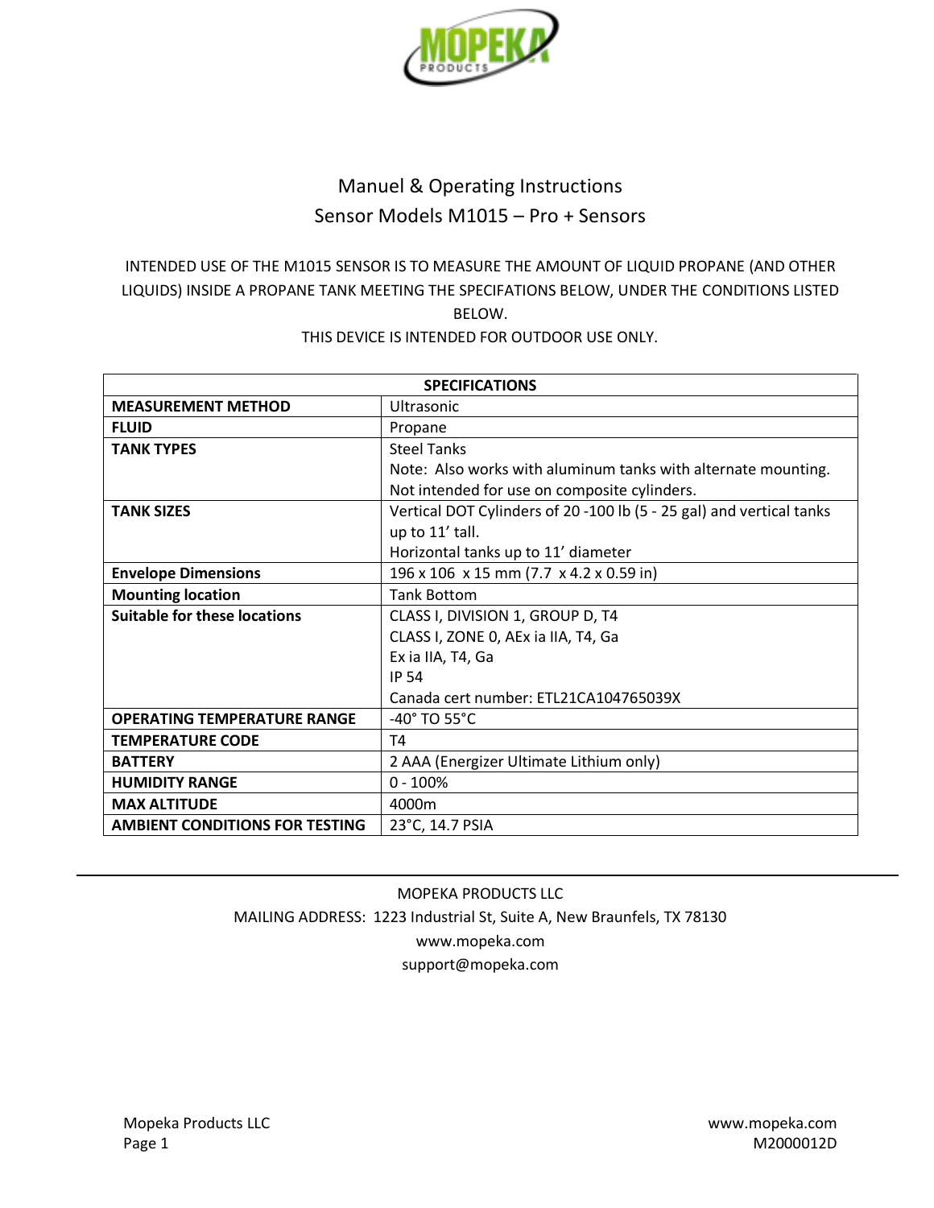# Manuel & Operating Instructions
## Sensor Models M1015 – Pro + Sensors

INTENDED USE OF THE M1015 SENSOR IS TO MEASURE THE AMOUNT OF LIQUID PROPANE (AND OTHER LIQUIDS) INSIDE A PROPANE TANK MEETING THE SPECIFATIONS BELOW, UNDER THE CONDITIONS LISTED BELOW.
THIS DEVICE IS INTENDED FOR OUTDOOR USE ONLY.

| SPECIFICATIONS | |
|---|---|
| **MEASUREMENT METHOD** | Ultrasonic |
| **FLUID** | Propane |
| **TANK TYPES** | Steel Tanks<br>Note: Also works with aluminum tanks with alternate mounting. Not intended for use on composite cylinders. |
| **TANK SIZES** | Vertical DOT Cylinders of 20 -100 lb (5 - 25 gal) and vertical tanks up to 11' tall.<br>Horizontal tanks up to 11' diameter |
| **Envelope Dimensions** | 196 x 106 x 15 mm (7.7 x 4.2 x 0.59 in) |
| **Mounting location** | Tank Bottom |
| **Suitable for these locations** | CLASS I, DIVISION 1, GROUP D, T4<br>CLASS I, ZONE 0, AEx ia IIA, T4, Ga<br>Ex ia IIA, T4, Ga<br>IP 54<br>Canada cert number: ETL21CA104765039X |
| **OPERATING TEMPERATURE RANGE** | -40° TO 55°C |
| **TEMPERATURE CODE** | T4 |
| **BATTERY** | 2 AAA (Energizer Ultimate Lithium only) |
| **HUMIDITY RANGE** | 0 - 100% |
| **MAX ALTITUDE** | 4000m |
| **AMBIENT CONDITIONS FOR TESTING** | 23°C, 14.7 PSIA |

---

MOPEKA PRODUCTS LLC
MAILING ADDRESS: 1223 Industrial St, Suite A, New Braunfels, TX 78130
www.mopeka.com
support@mopeka.com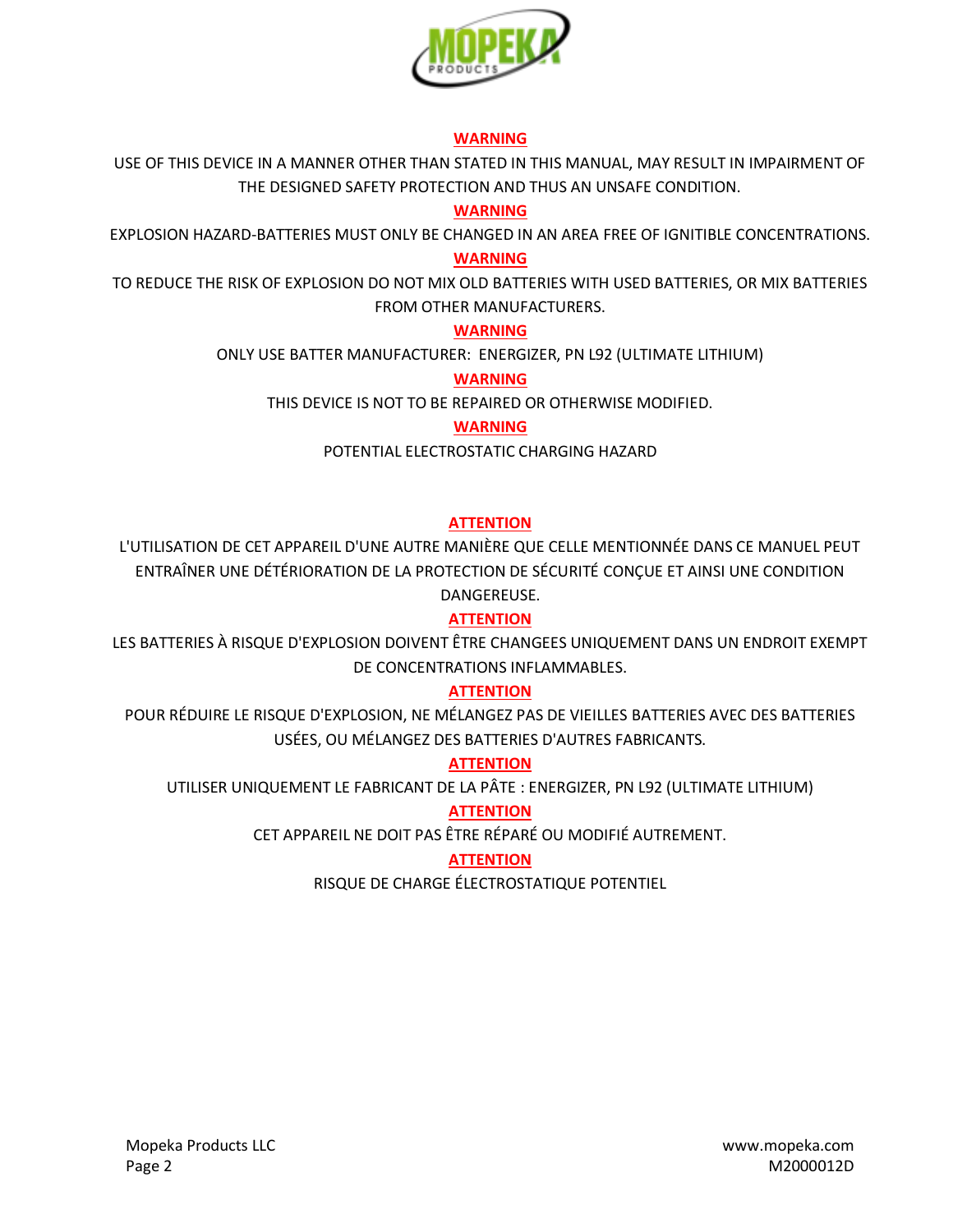**WARNING**

USE OF THIS DEVICE IN A MANNER OTHER THAN STATED IN THIS MANUAL, MAY RESULT IN IMPAIRMENT OF THE DESIGNED SAFETY PROTECTION AND THUS AN UNSAFE CONDITION.

**WARNING**

EXPLOSION HAZARD-BATTERIES MUST ONLY BE CHANGED IN AN AREA FREE OF IGNITIBLE CONCENTRATIONS.

**WARNING**

TO REDUCE THE RISK OF EXPLOSION DO NOT MIX OLD BATTERIES WITH USED BATTERIES, OR MIX BATTERIES FROM OTHER MANUFACTURERS.

**WARNING**

ONLY USE BATTER MANUFACTURER: ENERGIZER, PN L92 (ULTIMATE LITHIUM)

**WARNING**

THIS DEVICE IS NOT TO BE REPAIRED OR OTHERWISE MODIFIED.

**WARNING**

POTENTIAL ELECTROSTATIC CHARGING HAZARD

**ATTENTION**

L'UTILISATION DE CET APPAREIL D'UNE AUTRE MANIÈRE QUE CELLE MENTIONNÉE DANS CE MANUEL PEUT ENTRAÎNER UNE DÉTÉRIORATION DE LA PROTECTION DE SÉCURITÉ CONÇUE ET AINSI UNE CONDITION DANGEREUSE.

**ATTENTION**

LES BATTERIES À RISQUE D'EXPLOSION DOIVENT ÊTRE CHANGEES UNIQUEMENT DANS UN ENDROIT EXEMPT DE CONCENTRATIONS INFLAMMABLES.

**ATTENTION**

POUR RÉDUIRE LE RISQUE D'EXPLOSION, NE MÉLANGEZ PAS DE VIEILLES BATTERIES AVEC DES BATTERIES USÉES, OU MÉLANGEZ DES BATTERIES D'AUTRES FABRICANTS.

**ATTENTION**

UTILISER UNIQUEMENT LE FABRICANT DE LA PÂTE : ENERGIZER, PN L92 (ULTIMATE LITHIUM)

**ATTENTION**

CET APPAREIL NE DOIT PAS ÊTRE RÉPARÉ OU MODIFIÉ AUTREMENT.

**ATTENTION**

RISQUE DE CHARGE ÉLECTROSTATIQUE POTENTIEL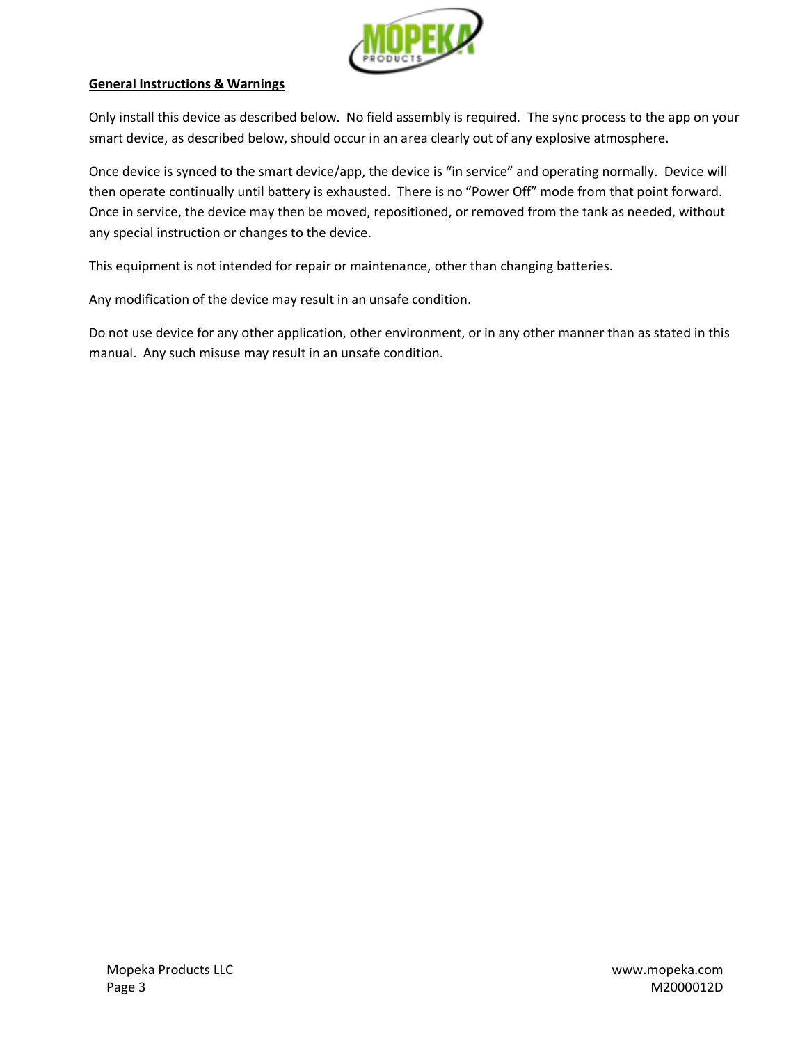**General Instructions & Warnings**

Only install this device as described below. No field assembly is required. The sync process to the app on your smart device, as described below, should occur in an area clearly out of any explosive atmosphere.

Once device is synced to the smart device/app, the device is "in service" and operating normally. Device will then operate continually until battery is exhausted. There is no "Power Off" mode from that point forward. Once in service, the device may then be moved, repositioned, or removed from the tank as needed, without any special instruction or changes to the device.

This equipment is not intended for repair or maintenance, other than changing batteries.

Any modification of the device may result in an unsafe condition.

Do not use device for any other application, other environment, or in any other manner than as stated in this manual. Any such misuse may result in an unsafe condition.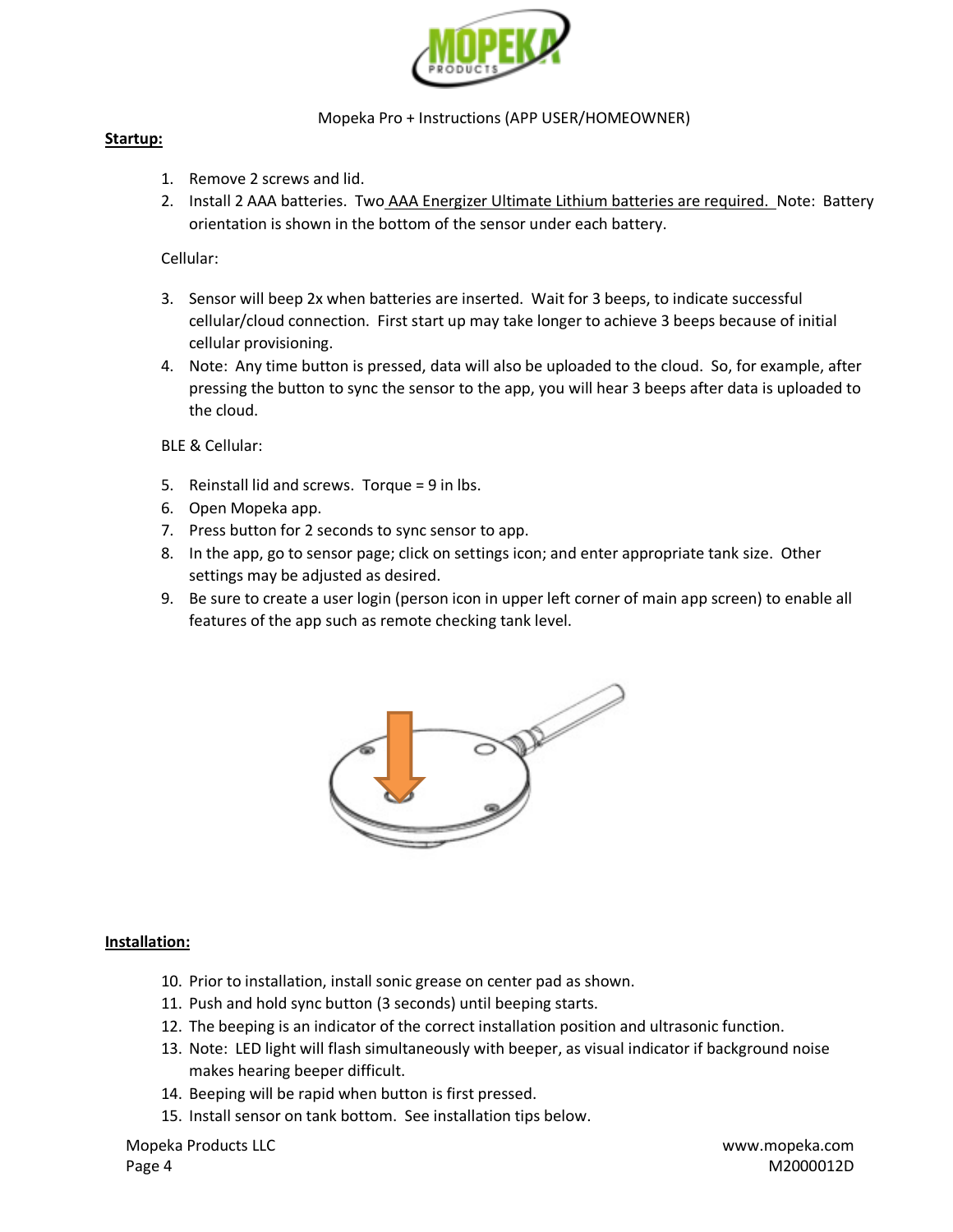Mopeka Pro + Instructions (APP USER/HOMEOWNER)

**Startup:**

1. Remove 2 screws and lid.
2. Install 2 AAA batteries. Two AAA Energizer Ultimate Lithium batteries are required. Note: Battery orientation is shown in the bottom of the sensor under each battery.

Cellular:

3. Sensor will beep 2x when batteries are inserted. Wait for 3 beeps, to indicate successful cellular/cloud connection. First start up may take longer to achieve 3 beeps because of initial cellular provisioning.
4. Note: Any time button is pressed, data will also be uploaded to the cloud. So, for example, after pressing the button to sync the sensor to the app, you will hear 3 beeps after data is uploaded to the cloud.

BLE & Cellular:

5. Reinstall lid and screws. Torque = 9 in lbs.
6. Open Mopeka app.
7. Press button for 2 seconds to sync sensor to app.
8. In the app, go to sensor page; click on settings icon; and enter appropriate tank size. Other settings may be adjusted as desired.
9. Be sure to create a user login (person icon in upper left corner of main app screen) to enable all features of the app such as remote checking tank level.

**Installation:**

10. Prior to installation, install sonic grease on center pad as shown.
11. Push and hold sync button (3 seconds) until beeping starts.
12. The beeping is an indicator of the correct installation position and ultrasonic function.
13. Note: LED light will flash simultaneously with beeper, as visual indicator if background noise makes hearing beeper difficult.
14. Beeping will be rapid when button is first pressed.
15. Install sensor on tank bottom. See installation tips below.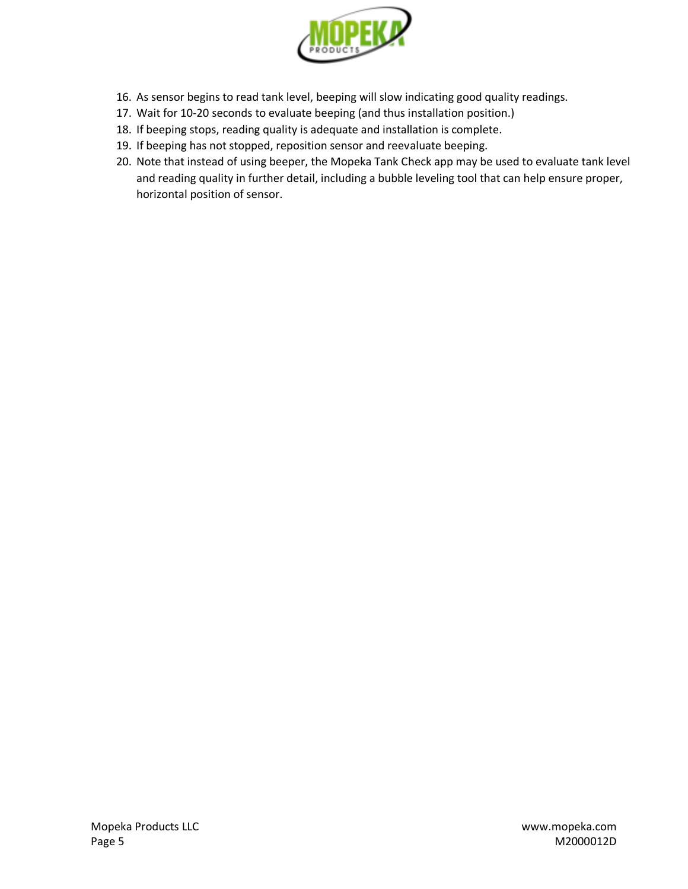16. As sensor begins to read tank level, beeping will slow indicating good quality readings.
17. Wait for 10-20 seconds to evaluate beeping (and thus installation position.)
18. If beeping stops, reading quality is adequate and installation is complete.
19. If beeping has not stopped, reposition sensor and reevaluate beeping.
20. Note that instead of using beeper, the Mopeka Tank Check app may be used to evaluate tank level and reading quality in further detail, including a bubble leveling tool that can help ensure proper, horizontal position of sensor.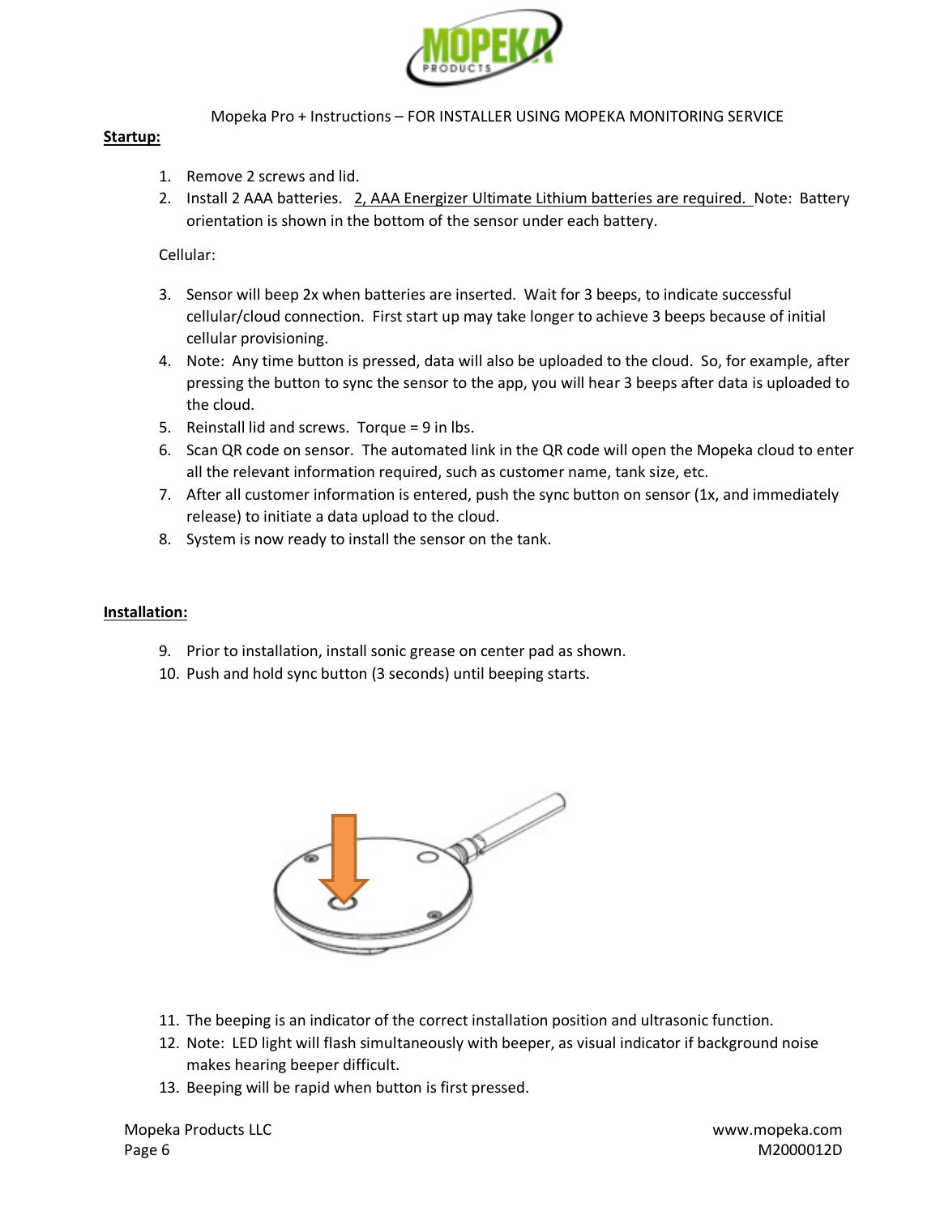Mopeka Pro + Instructions – FOR INSTALLER USING MOPEKA MONITORING SERVICE

**Startup:**

1. Remove 2 screws and lid.
2. Install 2 AAA batteries. 2, AAA Energizer Ultimate Lithium batteries are required. Note: Battery orientation is shown in the bottom of the sensor under each battery.

Cellular:

3. Sensor will beep 2x when batteries are inserted. Wait for 3 beeps, to indicate successful cellular/cloud connection. First start up may take longer to achieve 3 beeps because of initial cellular provisioning.
4. Note: Any time button is pressed, data will also be uploaded to the cloud. So, for example, after pressing the button to sync the sensor to the app, you will hear 3 beeps after data is uploaded to the cloud.
5. Reinstall lid and screws. Torque = 9 in lbs.
6. Scan QR code on sensor. The automated link in the QR code will open the Mopeka cloud to enter all the relevant information required, such as customer name, tank size, etc.
7. After all customer information is entered, push the sync button on sensor (1x, and immediately release) to initiate a data upload to the cloud.
8. System is now ready to install the sensor on the tank.

**Installation:**

9. Prior to installation, install sonic grease on center pad as shown.
10. Push and hold sync button (3 seconds) until beeping starts.
11. The beeping is an indicator of the correct installation position and ultrasonic function.
12. Note: LED light will flash simultaneously with beeper, as visual indicator if background noise makes hearing beeper difficult.
13. Beeping will be rapid when button is first pressed.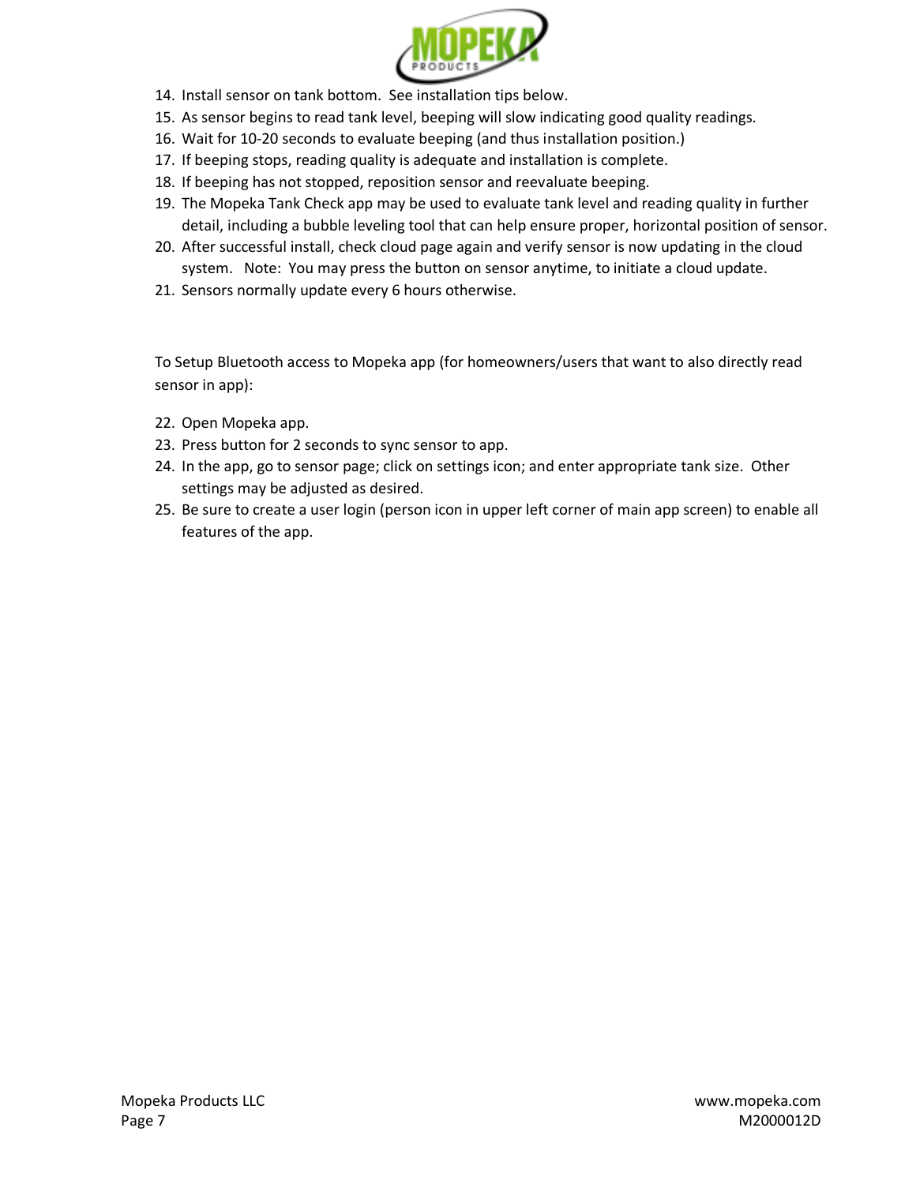14. Install sensor on tank bottom.  See installation tips below.
15. As sensor begins to read tank level, beeping will slow indicating good quality readings.
16. Wait for 10-20 seconds to evaluate beeping (and thus installation position.)
17. If beeping stops, reading quality is adequate and installation is complete.
18. If beeping has not stopped, reposition sensor and reevaluate beeping.
19. The Mopeka Tank Check app may be used to evaluate tank level and reading quality in further detail, including a bubble leveling tool that can help ensure proper, horizontal position of sensor.
20. After successful install, check cloud page again and verify sensor is now updating in the cloud system.   Note:  You may press the button on sensor anytime, to initiate a cloud update.
21. Sensors normally update every 6 hours otherwise.

To Setup Bluetooth access to Mopeka app (for homeowners/users that want to also directly read sensor in app):

22. Open Mopeka app.
23. Press button for 2 seconds to sync sensor to app.
24. In the app, go to sensor page; click on settings icon; and enter appropriate tank size.  Other settings may be adjusted as desired.
25. Be sure to create a user login (person icon in upper left corner of main app screen) to enable all features of the app.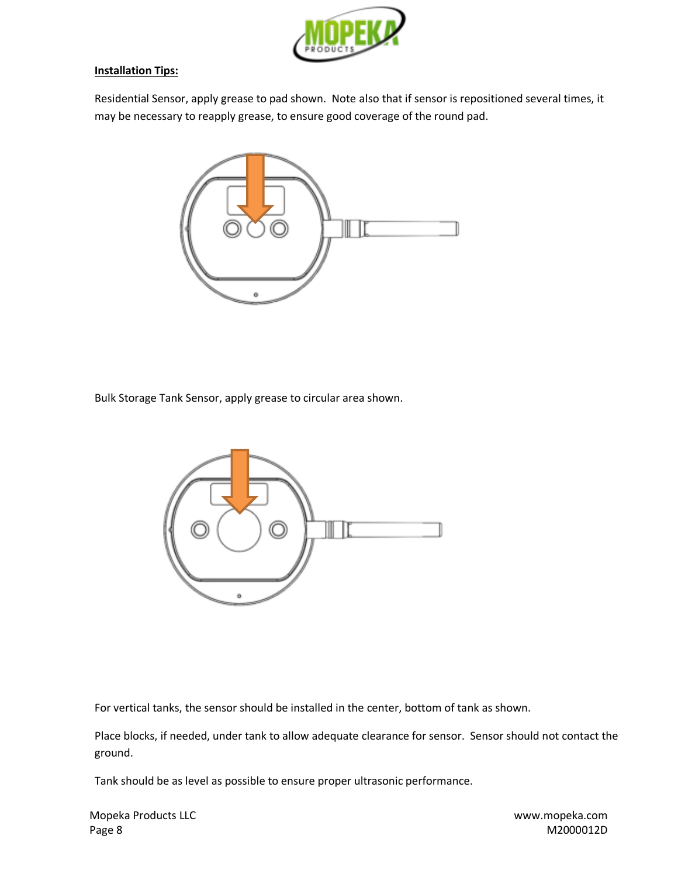**Installation Tips:**

Residential Sensor, apply grease to pad shown. Note also that if sensor is repositioned several times, it may be necessary to reapply grease, to ensure good coverage of the round pad.

Bulk Storage Tank Sensor, apply grease to circular area shown.

For vertical tanks, the sensor should be installed in the center, bottom of tank as shown.

Place blocks, if needed, under tank to allow adequate clearance for sensor. Sensor should not contact the ground.

Tank should be as level as possible to ensure proper ultrasonic performance.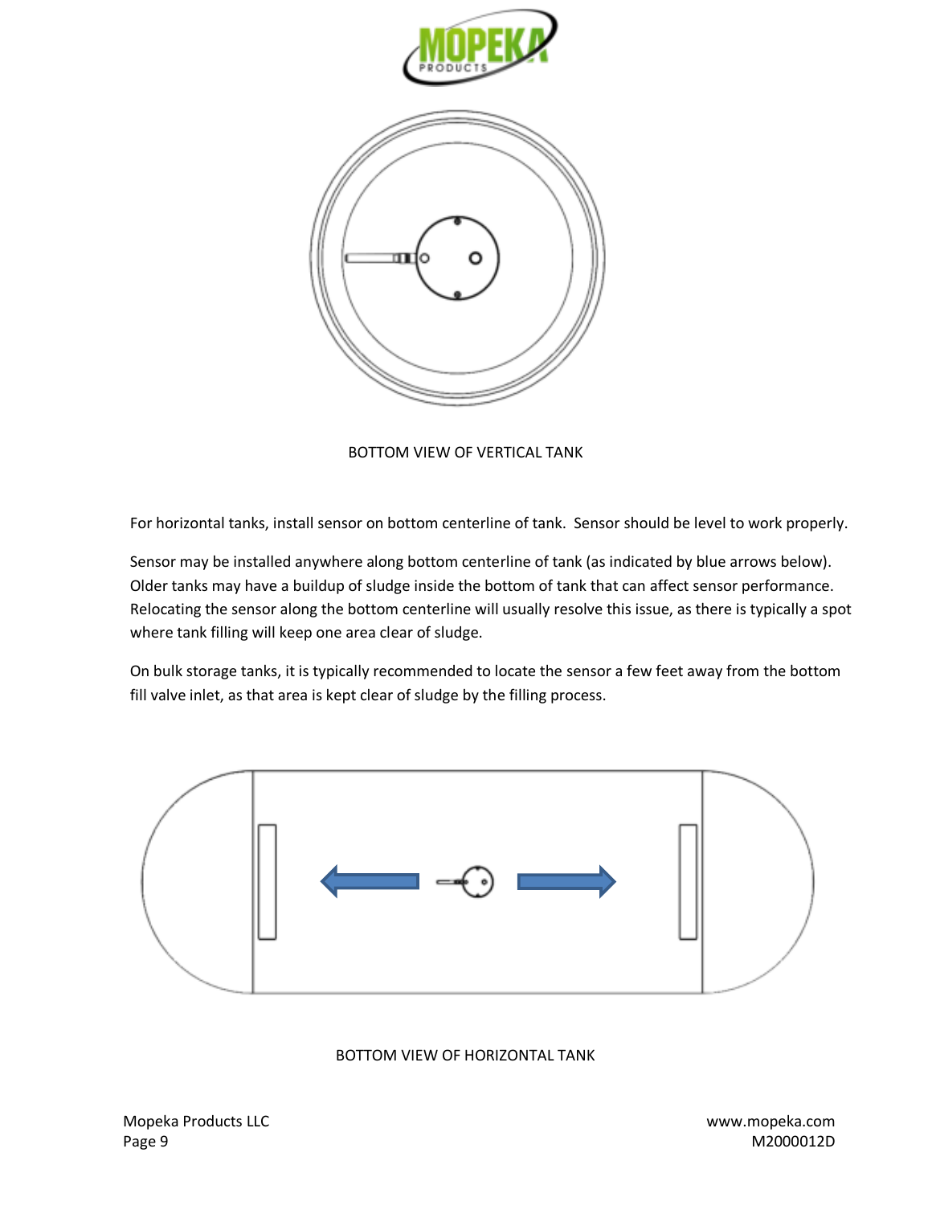BOTTOM VIEW OF VERTICAL TANK

For horizontal tanks, install sensor on bottom centerline of tank. Sensor should be level to work properly.

Sensor may be installed anywhere along bottom centerline of tank (as indicated by blue arrows below). Older tanks may have a buildup of sludge inside the bottom of tank that can affect sensor performance. Relocating the sensor along the bottom centerline will usually resolve this issue, as there is typically a spot where tank filling will keep one area clear of sludge.

On bulk storage tanks, it is typically recommended to locate the sensor a few feet away from the bottom fill valve inlet, as that area is kept clear of sludge by the filling process.

BOTTOM VIEW OF HORIZONTAL TANK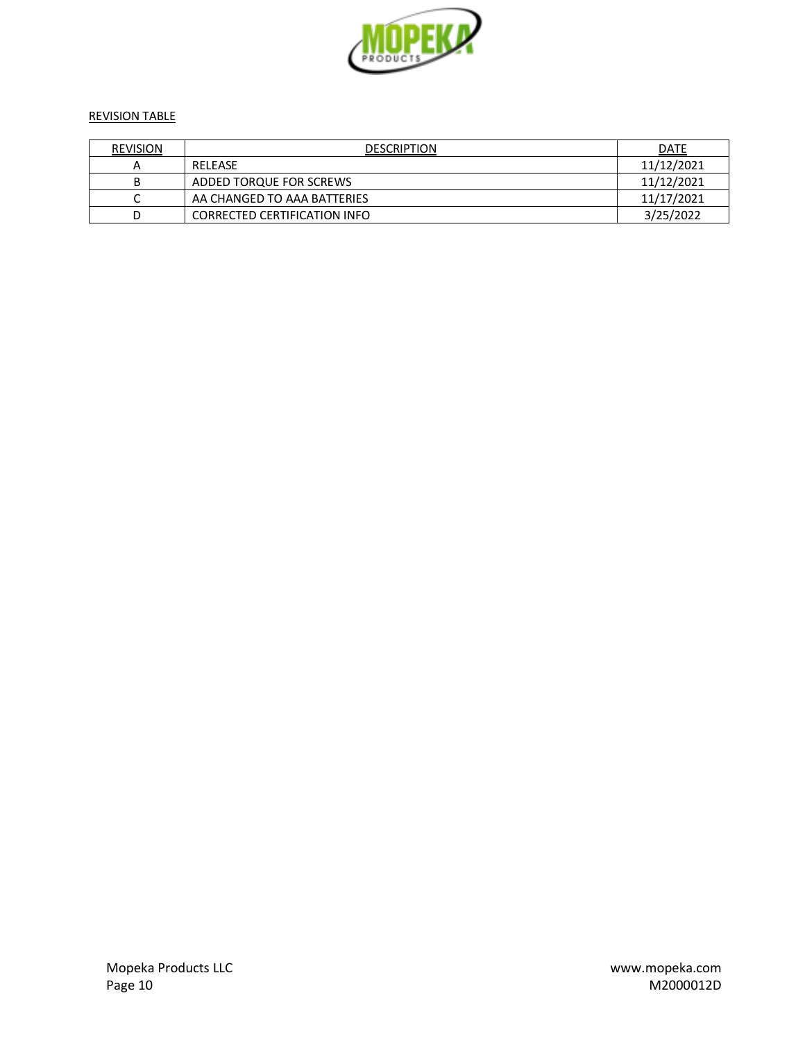REVISION TABLE

| REVISION | DESCRIPTION | DATE |
| --- | --- | --- |
| A | RELEASE | 11/12/2021 |
| B | ADDED TORQUE FOR SCREWS | 11/12/2021 |
| C | AA CHANGED TO AAA BATTERIES | 11/17/2021 |
| D | CORRECTED CERTIFICATION INFO | 3/25/2022 |